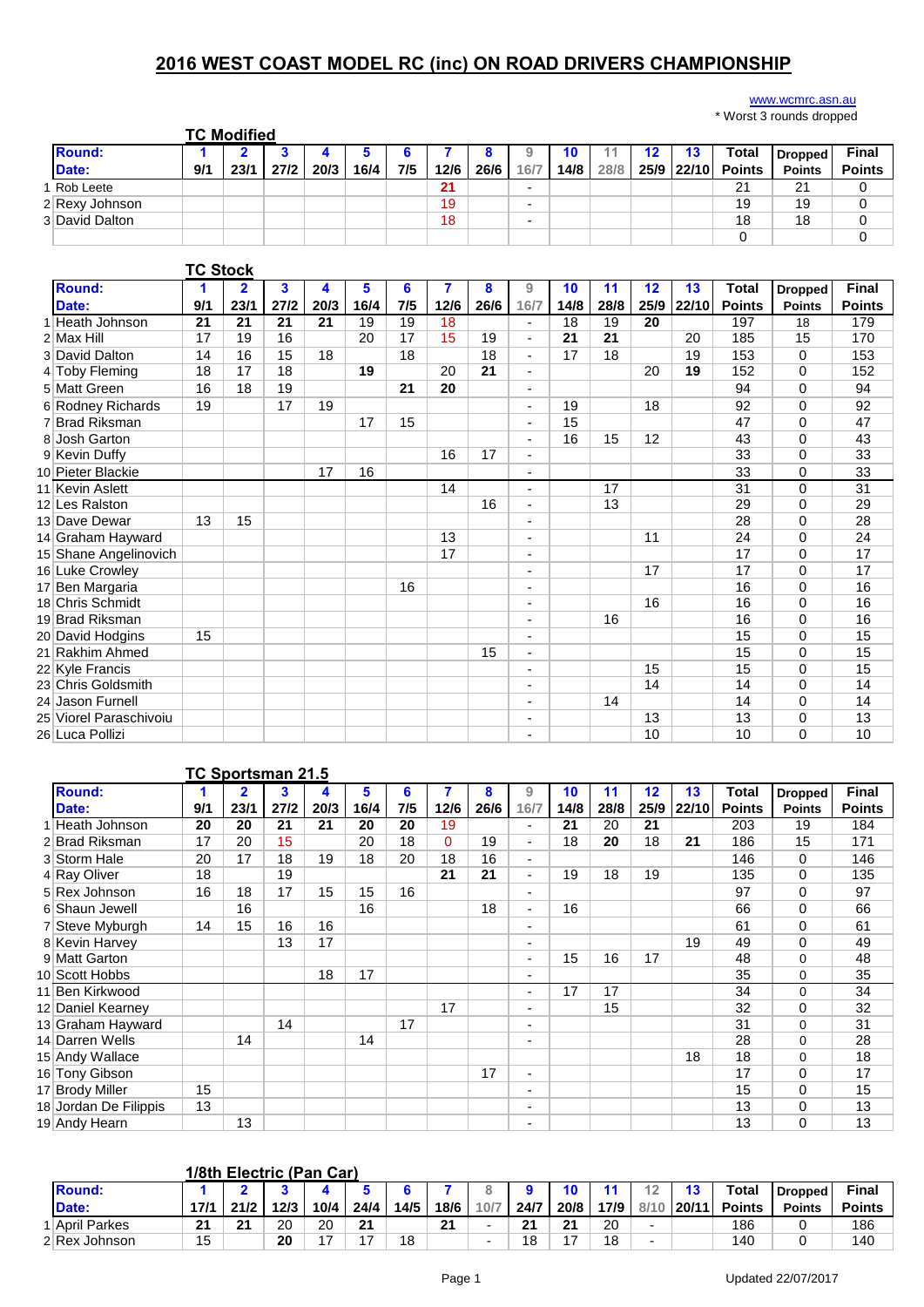# 2016 WEST COAST MODEL RC (inc) ON ROAD DRIVERS CHAMPIONSHIP

www.wcmrc.asn.au

* Worst 3 rounds dropped

## TC Modified

| | Round: | 1 | 2 | 3 | 4 | 5 | 6 | 7 | 8 | 9 | 10 | 11 | 12 | 13 | Total | Dropped | Final |
|---|---|---|---|---|---|---|---|---|---|---|---|---|---|---|---|---|---|
| | Date: | 9/1 | 23/1 | 27/2 | 20/3 | 16/4 | 7/5 | 12/6 | 26/6 | 16/7 | 14/8 | 28/8 | 25/9 | 22/10 | Points | Points | Points |
| 1 | Rob Leete | | | | | | | 21 | | - | | | | | 21 | 21 | 0 |
| 2 | Rexy Johnson | | | | | | | 19 | | - | | | | | 19 | 19 | 0 |
| 3 | David Dalton | | | | | | | 18 | | - | | | | | 18 | 18 | 0 |
| | | | | | | | | | | | | | | | 0 | | 0 |

## TC Stock

| | Round: | 1 | 2 | 3 | 4 | 5 | 6 | 7 | 8 | 9 | 10 | 11 | 12 | 13 | Total | Dropped | Final |
|---|---|---|---|---|---|---|---|---|---|---|---|---|---|---|---|---|---|
| | Date: | 9/1 | 23/1 | 27/2 | 20/3 | 16/4 | 7/5 | 12/6 | 26/6 | 16/7 | 14/8 | 28/8 | 25/9 | 22/10 | Points | Points | Points |
| 1 | Heath Johnson | 21 | 21 | 21 | 21 | 19 | 19 | 18 | | - | 18 | 19 | 20 | | 197 | 18 | 179 |
| 2 | Max Hill | 17 | 19 | 16 | | 20 | 17 | 15 | 19 | - | 21 | 21 | | 20 | 185 | 15 | 170 |
| 3 | David Dalton | 14 | 16 | 15 | 18 | | 18 | | 18 | - | 17 | 18 | | 19 | 153 | 0 | 153 |
| 4 | Toby Fleming | 18 | 17 | 18 | | 19 | | 20 | 21 | - | | | 20 | 19 | 152 | 0 | 152 |
| 5 | Matt Green | 16 | 18 | 19 | | | 21 | 20 | | - | | | | | 94 | 0 | 94 |
| 6 | Rodney Richards | 19 | | 17 | 19 | | | | | - | 19 | | 18 | | 92 | 0 | 92 |
| 7 | Brad Riksman | | | | | 17 | 15 | | | - | 15 | | | | 47 | 0 | 47 |
| 8 | Josh Garton | | | | | | | | | - | 16 | 15 | 12 | | 43 | 0 | 43 |
| 9 | Kevin Duffy | | | | | | | 16 | 17 | - | | | | | 33 | 0 | 33 |
| 10 | Pieter Blackie | | | | 17 | 16 | | | | - | | | | | 33 | 0 | 33 |
| 11 | Kevin Aslett | | | | | | | 14 | | - | | 17 | | | 31 | 0 | 31 |
| 12 | Les Ralston | | | | | | | | 16 | - | | 13 | | | 29 | 0 | 29 |
| 13 | Dave Dewar | 13 | 15 | | | | | | | - | | | | | 28 | 0 | 28 |
| 14 | Graham Hayward | | | | | | | 13 | | - | | | 11 | | 24 | 0 | 24 |
| 15 | Shane Angelinovich | | | | | | | 17 | | - | | | | | 17 | 0 | 17 |
| 16 | Luke Crowley | | | | | | | | | - | | | 17 | | 17 | 0 | 17 |
| 17 | Ben Margaria | | | | | | 16 | | | - | | | | | 16 | 0 | 16 |
| 18 | Chris Schmidt | | | | | | | | | - | | | 16 | | 16 | 0 | 16 |
| 19 | Brad Riksman | | | | | | | | | - | | 16 | | | 16 | 0 | 16 |
| 20 | David Hodgins | 15 | | | | | | | | - | | | | | 15 | 0 | 15 |
| 21 | Rakhim Ahmed | | | | | | | | 15 | - | | | | | 15 | 0 | 15 |
| 22 | Kyle Francis | | | | | | | | | - | | | 15 | | 15 | 0 | 15 |
| 23 | Chris Goldsmith | | | | | | | | | - | | | 14 | | 14 | 0 | 14 |
| 24 | Jason Furnell | | | | | | | | | - | | 14 | | | 14 | 0 | 14 |
| 25 | Viorel Paraschivoiu | | | | | | | | | - | | | 13 | | 13 | 0 | 13 |
| 26 | Luca Pollizi | | | | | | | | | - | | | 10 | | 10 | 0 | 10 |

## TC Sportsman 21.5

| | Round: | 1 | 2 | 3 | 4 | 5 | 6 | 7 | 8 | 9 | 10 | 11 | 12 | 13 | Total | Dropped | Final |
|---|---|---|---|---|---|---|---|---|---|---|---|---|---|---|---|---|---|
| | Date: | 9/1 | 23/1 | 27/2 | 20/3 | 16/4 | 7/5 | 12/6 | 26/6 | 16/7 | 14/8 | 28/8 | 25/9 | 22/10 | Points | Points | Points |
| 1 | Heath Johnson | 20 | 20 | 21 | 21 | 20 | 20 | 19 | | - | 21 | 20 | 21 | | 203 | 19 | 184 |
| 2 | Brad Riksman | 17 | 20 | 15 | | 20 | 18 | 0 | 19 | - | 18 | 20 | 18 | 21 | 186 | 15 | 171 |
| 3 | Storm Hale | 20 | 17 | 18 | 19 | 18 | 20 | 18 | 16 | - | | | | | 146 | 0 | 146 |
| 4 | Ray Oliver | 18 | | 19 | | | | 21 | 21 | - | 19 | 18 | 19 | | 135 | 0 | 135 |
| 5 | Rex Johnson | 16 | 18 | 17 | 15 | 15 | 16 | | | - | | | | | 97 | 0 | 97 |
| 6 | Shaun Jewell | | 16 | | | 16 | | | 18 | - | 16 | | | | 66 | 0 | 66 |
| 7 | Steve Myburgh | 14 | 15 | 16 | 16 | | | | | - | | | | | 61 | 0 | 61 |
| 8 | Kevin Harvey | | | 13 | 17 | | | | | - | | | | 19 | 49 | 0 | 49 |
| 9 | Matt Garton | | | | | | | | | - | 15 | 16 | 17 | | 48 | 0 | 48 |
| 10 | Scott Hobbs | | | | 18 | 17 | | | | - | | | | | 35 | 0 | 35 |
| 11 | Ben Kirkwood | | | | | | | | | - | 17 | 17 | | | 34 | 0 | 34 |
| 12 | Daniel Kearney | | | | | | | 17 | | - | | 15 | | | 32 | 0 | 32 |
| 13 | Graham Hayward | | | 14 | | | 17 | | | - | | | | | 31 | 0 | 31 |
| 14 | Darren Wells | | 14 | | | 14 | | | | - | | | | | 28 | 0 | 28 |
| 15 | Andy Wallace | | | | | | | | | | | | | 18 | 18 | 0 | 18 |
| 16 | Tony Gibson | | | | | | | | 17 | - | | | | | 17 | 0 | 17 |
| 17 | Brody Miller | 15 | | | | | | | | - | | | | | 15 | 0 | 15 |
| 18 | Jordan De Filippis | 13 | | | | | | | | - | | | | | 13 | 0 | 13 |
| 19 | Andy Hearn | | 13 | | | | | | | - | | | | | 13 | 0 | 13 |

## 1/8th Electric (Pan Car)

| | Round: | 1 | 2 | 3 | 4 | 5 | 6 | 7 | 8 | 9 | 10 | 11 | 12 | 13 | Total | Dropped | Final |
|---|---|---|---|---|---|---|---|---|---|---|---|---|---|---|---|---|---|
| | Date: | 17/1 | 21/2 | 12/3 | 10/4 | 24/4 | 14/5 | 18/6 | 10/7 | 24/7 | 20/8 | 17/9 | 8/10 | 20/11 | Points | Points | Points |
| 1 | April Parkes | 21 | 21 | 20 | 20 | 21 | | 21 | - | 21 | 21 | 20 | - | | 186 | 0 | 186 |
| 2 | Rex Johnson | 15 | | 20 | 17 | 17 | 18 | | - | 18 | 17 | 18 | - | | 140 | 0 | 140 |

Updated 22/07/2017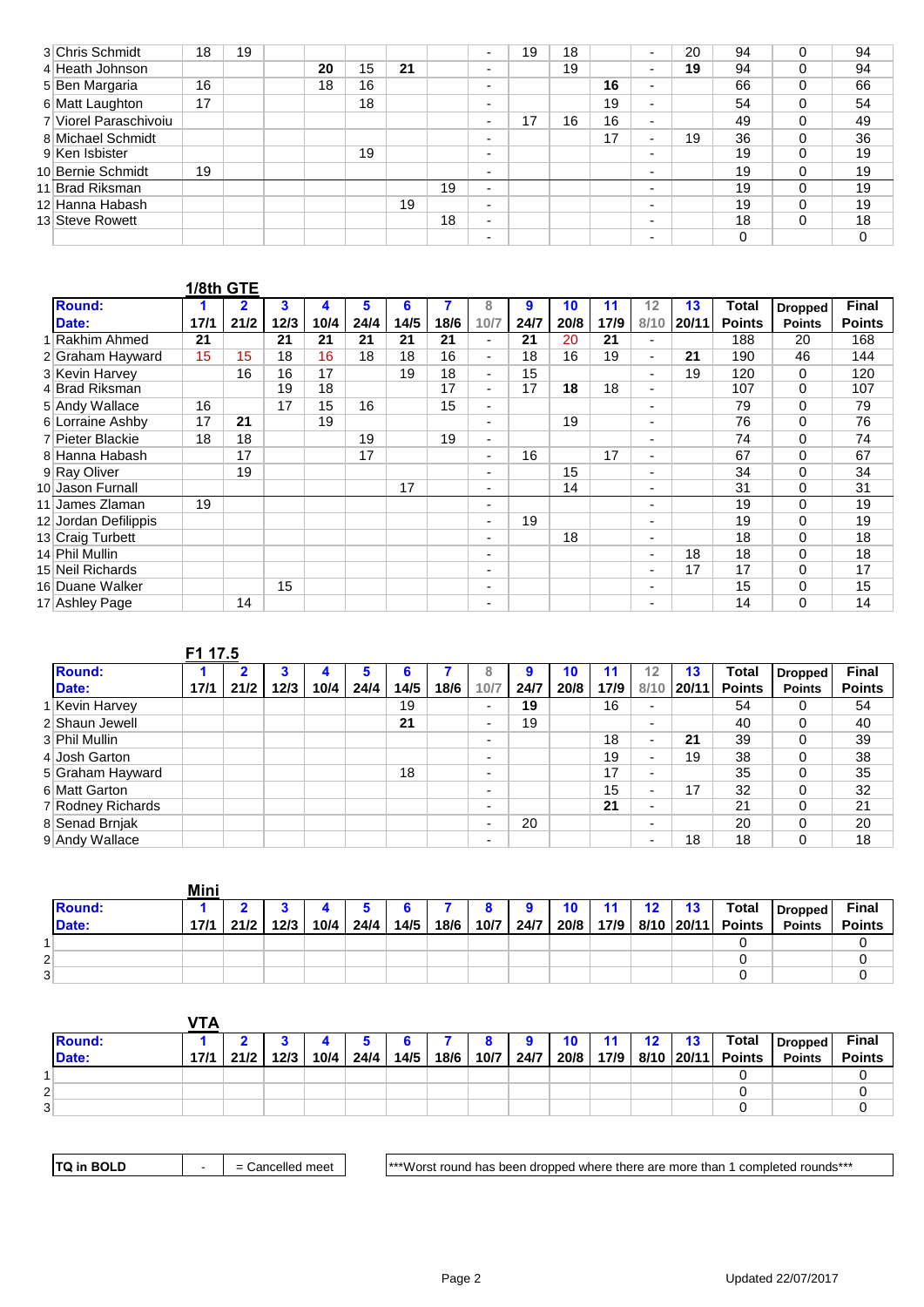| | | | | | | | | | | | | | | | | |
|---|---|---|---|---|---|---|---|---|---|---|---|---|---|---|---|---|
| 3 | Chris Schmidt | 18 | 19 | | | | | | - | 19 | 18 | | - | 20 | 94 | 0 | 94 |
| 4 | Heath Johnson | | | | **20** | 15 | **21** | | - | | 19 | | - | **19** | 94 | 0 | 94 |
| 5 | Ben Margaria | 16 | | | 18 | 16 | | | - | | | **16** | - | | 66 | 0 | 66 |
| 6 | Matt Laughton | 17 | | | | 18 | | | - | | | 19 | - | | 54 | 0 | 54 |
| 7 | Viorel Paraschivoiu | | | | | | | | - | 17 | 16 | 16 | - | | 49 | 0 | 49 |
| 8 | Michael Schmidt | | | | | | | | - | | | 17 | - | 19 | 36 | 0 | 36 |
| 9 | Ken Isbister | | | | | 19 | | | - | | | | - | | 19 | 0 | 19 |
| 10 | Bernie Schmidt | 19 | | | | | | | - | | | | - | | 19 | 0 | 19 |
| 11 | Brad Riksman | | | | | | | 19 | - | | | | - | | 19 | 0 | 19 |
| 12 | Hanna Habash | | | | | | 19 | | - | | | | - | | 19 | 0 | 19 |
| 13 | Steve Rowett | | | | | | | 18 | - | | | | - | | 18 | 0 | 18 |
| | | | | | | | | | - | | | | - | | 0 | | 0 |

**1/8th GTE**

| | Round: | 1 | 2 | 3 | 4 | 5 | 6 | 7 | 8 | 9 | 10 | 11 | 12 | 13 | Total | Dropped | Final |
|---|---|---|---|---|---|---|---|---|---|---|---|---|---|---|---|---|---|
| | Date: | 17/1 | 21/2 | 12/3 | 10/4 | 24/4 | 14/5 | 18/6 | 10/7 | 24/7 | 20/8 | 17/9 | 8/10 | 20/11 | Points | Points | Points |
| 1 | Rakhim Ahmed | **21** | | **21** | **21** | **21** | **21** | **21** | - | **21** | 20 | **21** | - | | 188 | 20 | 168 |
| 2 | Graham Hayward | 15 | 15 | 18 | 16 | 18 | 18 | 16 | - | 18 | 16 | 19 | - | **21** | 190 | 46 | 144 |
| 3 | Kevin Harvey | | 16 | 16 | 17 | | 19 | 18 | - | 15 | | | - | 19 | 120 | 0 | 120 |
| 4 | Brad Riksman | | | 19 | 18 | | | 17 | - | 17 | **18** | 18 | - | | 107 | 0 | 107 |
| 5 | Andy Wallace | 16 | | 17 | 15 | 16 | | 15 | - | | | | - | | 79 | 0 | 79 |
| 6 | Lorraine Ashby | 17 | **21** | | 19 | | | | - | | 19 | | - | | 76 | 0 | 76 |
| 7 | Pieter Blackie | 18 | 18 | | | 19 | | 19 | - | | | | - | | 74 | 0 | 74 |
| 8 | Hanna Habash | | 17 | | | 17 | | | - | 16 | | 17 | - | | 67 | 0 | 67 |
| 9 | Ray Oliver | | 19 | | | | | | - | | 15 | | - | | 34 | 0 | 34 |
| 10 | Jason Furnall | | | | | | 17 | | - | | 14 | | - | | 31 | 0 | 31 |
| 11 | James Zlaman | 19 | | | | | | | - | | | | - | | 19 | 0 | 19 |
| 12 | Jordan Defilippis | | | | | | | | - | 19 | | | - | | 19 | 0 | 19 |
| 13 | Craig Turbett | | | | | | | | - | | 18 | | - | | 18 | 0 | 18 |
| 14 | Phil Mullin | | | | | | | | - | | | | - | 18 | 18 | 0 | 18 |
| 15 | Neil Richards | | | | | | | | - | | | | - | 17 | 17 | 0 | 17 |
| 16 | Duane Walker | | | 15 | | | | | - | | | | - | | 15 | 0 | 15 |
| 17 | Ashley Page | | 14 | | | | | | - | | | | - | | 14 | 0 | 14 |

**F1 17.5**

| | Round: | 1 | 2 | 3 | 4 | 5 | 6 | 7 | 8 | 9 | 10 | 11 | 12 | 13 | Total | Dropped | Final |
|---|---|---|---|---|---|---|---|---|---|---|---|---|---|---|---|---|---|
| | Date: | 17/1 | 21/2 | 12/3 | 10/4 | 24/4 | 14/5 | 18/6 | 10/7 | 24/7 | 20/8 | 17/9 | 8/10 | 20/11 | Points | Points | Points |
| 1 | Kevin Harvey | | | | | | 19 | | - | **19** | | 16 | - | | 54 | 0 | 54 |
| 2 | Shaun Jewell | | | | | | **21** | | - | 19 | | | - | | 40 | 0 | 40 |
| 3 | Phil Mullin | | | | | | | | - | | | 18 | - | **21** | 39 | 0 | 39 |
| 4 | Josh Garton | | | | | | | | - | | | 19 | - | 19 | 38 | 0 | 38 |
| 5 | Graham Hayward | | | | | | 18 | | - | | | 17 | - | | 35 | 0 | 35 |
| 6 | Matt Garton | | | | | | | | - | | | 15 | - | 17 | 32 | 0 | 32 |
| 7 | Rodney Richards | | | | | | | | - | | | **21** | - | | 21 | 0 | 21 |
| 8 | Senad Brnjak | | | | | | | | - | 20 | | | - | | 20 | 0 | 20 |
| 9 | Andy Wallace | | | | | | | | - | | | | - | 18 | 18 | 0 | 18 |

**Mini**

| | Round: | 1 | 2 | 3 | 4 | 5 | 6 | 7 | 8 | 9 | 10 | 11 | 12 | 13 | Total | Dropped | Final |
|---|---|---|---|---|---|---|---|---|---|---|---|---|---|---|---|---|---|
| | Date: | 17/1 | 21/2 | 12/3 | 10/4 | 24/4 | 14/5 | 18/6 | 10/7 | 24/7 | 20/8 | 17/9 | 8/10 | 20/11 | Points | Points | Points |
| 1 | | | | | | | | | | | | | | | 0 | | 0 |
| 2 | | | | | | | | | | | | | | | 0 | | 0 |
| 3 | | | | | | | | | | | | | | | 0 | | 0 |

**VTA**

| | Round: | 1 | 2 | 3 | 4 | 5 | 6 | 7 | 8 | 9 | 10 | 11 | 12 | 13 | Total | Dropped | Final |
|---|---|---|---|---|---|---|---|---|---|---|---|---|---|---|---|---|---|
| | Date: | 17/1 | 21/2 | 12/3 | 10/4 | 24/4 | 14/5 | 18/6 | 10/7 | 24/7 | 20/8 | 17/9 | 8/10 | 20/11 | Points | Points | Points |
| 1 | | | | | | | | | | | | | | | 0 | | 0 |
| 2 | | | | | | | | | | | | | | | 0 | | 0 |
| 3 | | | | | | | | | | | | | | | 0 | | 0 |

**TQ in BOLD** | - = Cancelled meet

***Worst round has been dropped where there are more than 1 completed rounds***